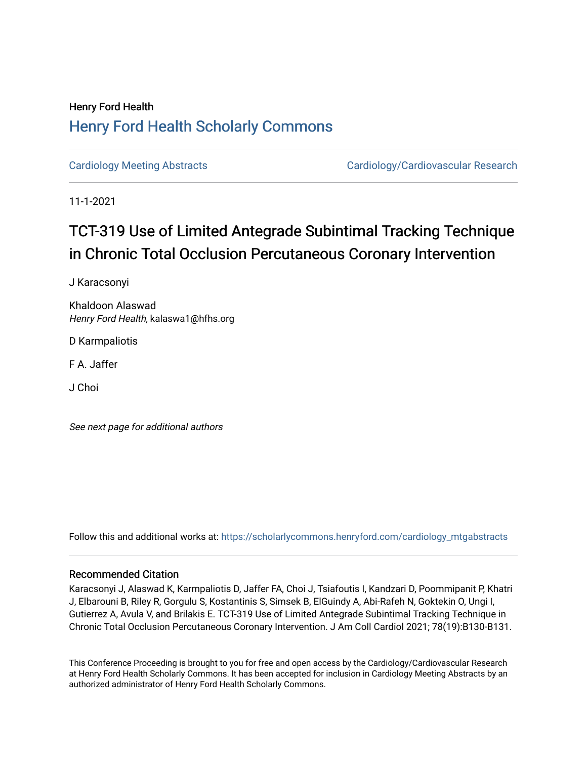Henry Ford Health

# Henry Ford Health Scholarly Commons

Cardiology Meeting Abstracts | Cardiology/Cardiovascular Research

11-1-2021

# TCT-319 Use of Limited Antegrade Subintimal Tracking Technique in Chronic Total Occlusion Percutaneous Coronary Intervention

J Karacsonyi

Khaldoon Alaswad
*Henry Ford Health*, kalaswa1@hfhs.org

D Karmpaliotis

F A. Jaffer

J Choi

*See next page for additional authors*

Follow this and additional works at: https://scholarlycommons.henryford.com/cardiology_mtgabstracts

### Recommended Citation

Karacsonyi J, Alaswad K, Karmpaliotis D, Jaffer FA, Choi J, Tsiafoutis I, Kandzari D, Poommipanit P, Khatri J, Elbarouni B, Riley R, Gorgulu S, Kostantinis S, Simsek B, ElGuindy A, Abi-Rafeh N, Goktekin O, Ungi I, Gutierrez A, Avula V, and Brilakis E. TCT-319 Use of Limited Antegrade Subintimal Tracking Technique in Chronic Total Occlusion Percutaneous Coronary Intervention. J Am Coll Cardiol 2021; 78(19):B130-B131.

This Conference Proceeding is brought to you for free and open access by the Cardiology/Cardiovascular Research at Henry Ford Health Scholarly Commons. It has been accepted for inclusion in Cardiology Meeting Abstracts by an authorized administrator of Henry Ford Health Scholarly Commons.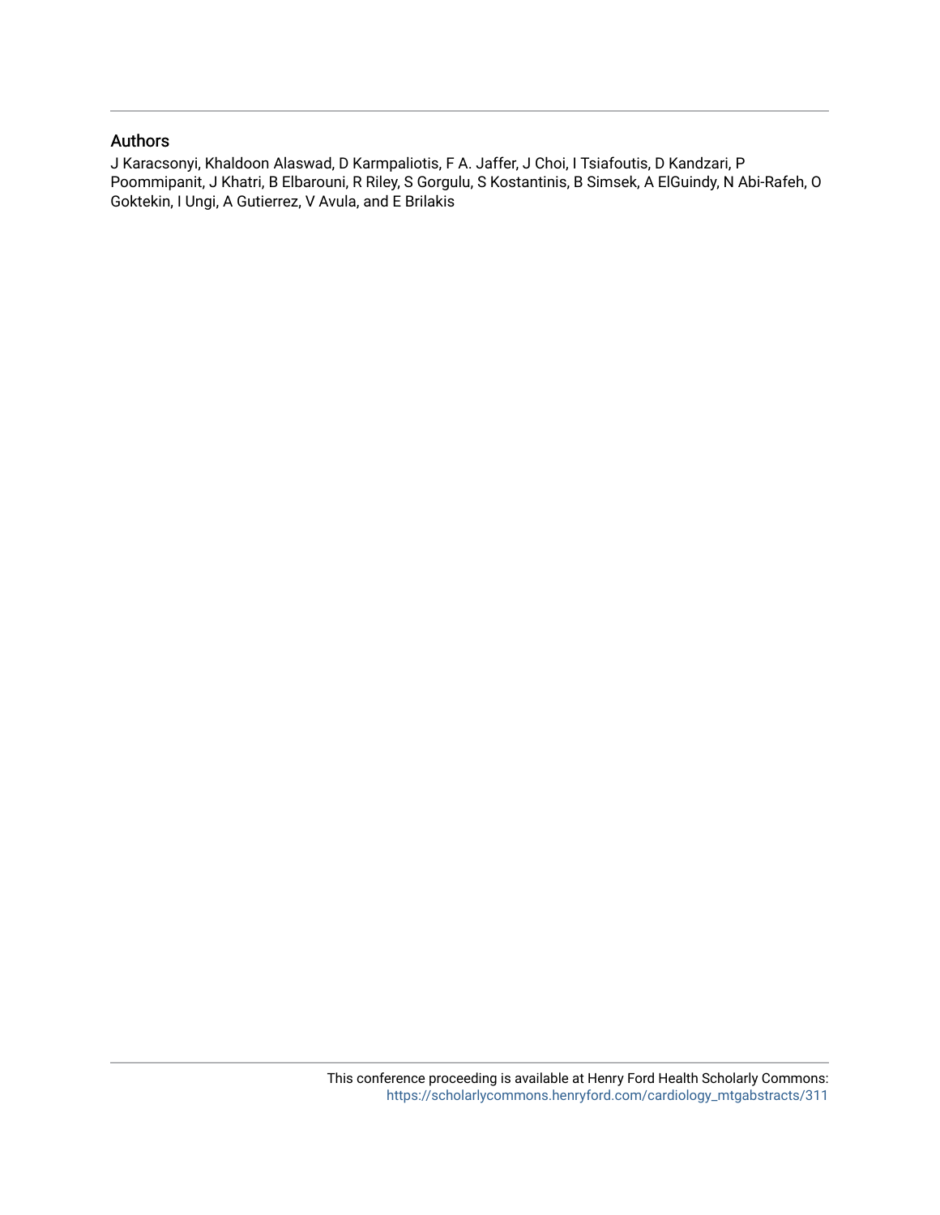## Authors

J Karacsonyi, Khaldoon Alaswad, D Karmpaliotis, F A. Jaffer, J Choi, I Tsiafoutis, D Kandzari, P Poommipanit, J Khatri, B Elbarouni, R Riley, S Gorgulu, S Kostantinis, B Simsek, A ElGuindy, N Abi-Rafeh, O Goktekin, I Ungi, A Gutierrez, V Avula, and E Brilakis

This conference proceeding is available at Henry Ford Health Scholarly Commons: https://scholarlycommons.henryford.com/cardiology_mtgabstracts/311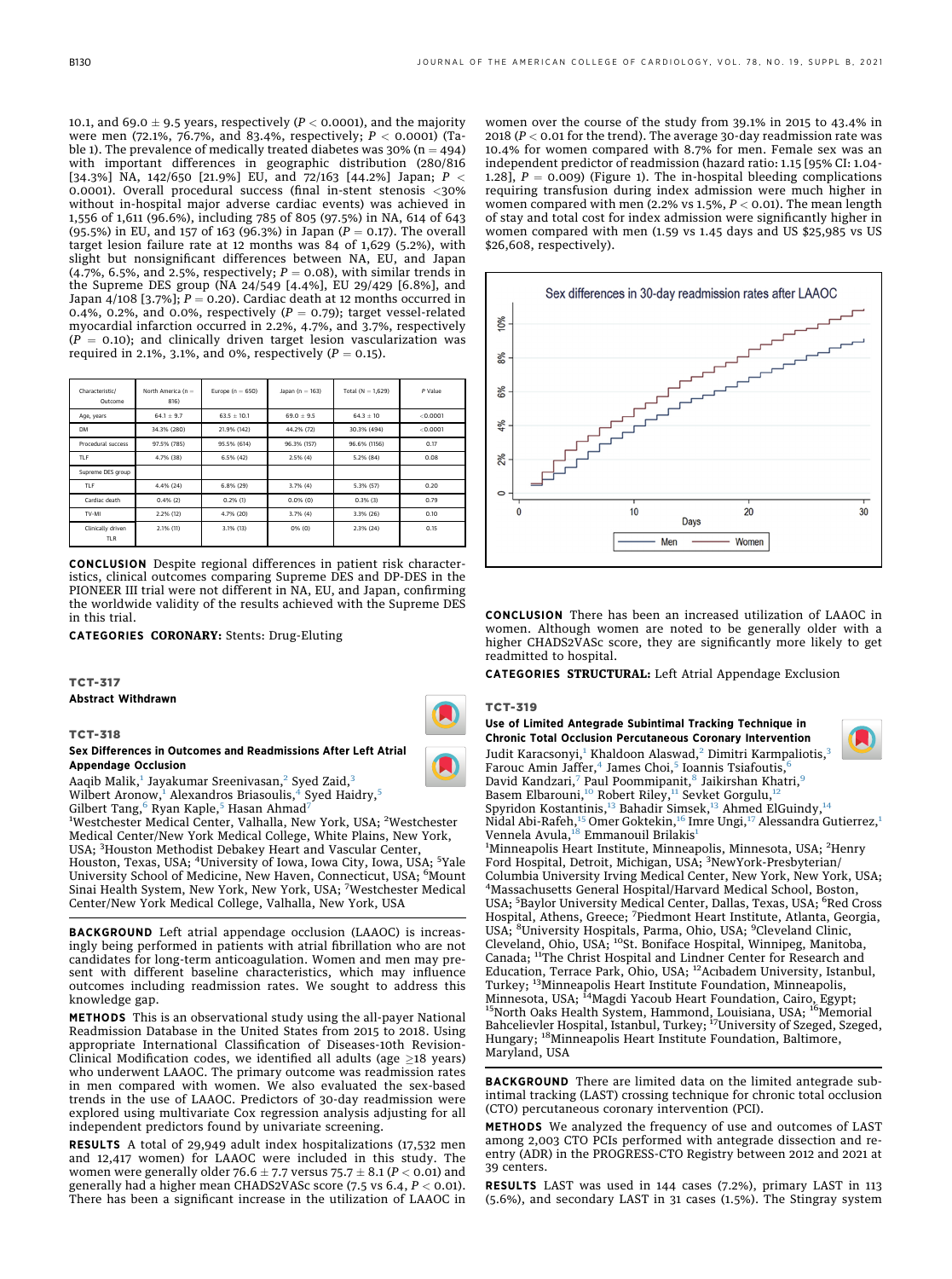10.1, and 69.0 ± 9.5 years, respectively ($P < 0.0001$), and the majority were men (72.1%, 76.7%, and 83.4%, respectively; $P < 0.0001$) (Table 1). The prevalence of medically treated diabetes was 30% (n = 494) with important differences in geographic distribution (280/816 [34.3%] NA, 142/650 [21.9%] EU, and 72/163 [44.2%] Japan; $P < 0.0001$). Overall procedural success (final in-stent stenosis <30% without in-hospital major adverse cardiac events) was achieved in 1,556 of 1,611 (96.6%), including 785 of 805 (97.5%) in NA, 614 of 643 (95.5%) in EU, and 157 of 163 (96.3%) in Japan ($P = 0.17$). The overall target lesion failure rate at 12 months was 84 of 1,629 (5.2%), with slight but nonsignificant differences between NA, EU, and Japan (4.7%, 6.5%, and 2.5%, respectively; $P = 0.08$), with similar trends in the Supreme DES group (NA 24/549 [4.4%], EU 29/429 [6.8%], and Japan 4/108 [3.7%]; $P = 0.20$). Cardiac death at 12 months occurred in 0.4%, 0.2%, and 0.0%, respectively ($P = 0.79$); target vessel-related myocardial infarction occurred in 2.2%, 4.7%, and 3.7%, respectively ($P = 0.10$); and clinically driven target lesion vascularization was required in 2.1%, 3.1%, and 0%, respectively ($P = 0.15$).

| Characteristic/ Outcome | North America (n = 816) | Europe (n = 650) | Japan (n = 163) | Total (N = 1,629) | P Value |
|---|---|---|---|---|---|
| Age, years | 64.1 ± 9.7 | 63.5 ± 10.1 | 69.0 ± 9.5 | 64.3 ± 10 | <0.0001 |
| DM | 34.3% (280) | 21.9% (142) | 44.2% (72) | 30.3% (494) | <0.0001 |
| Procedural success | 97.5% (785) | 95.5% (614) | 96.3% (157) | 96.6% (1156) | 0.17 |
| TLF | 4.7% (38) | 6.5% (42) | 2.5% (4) | 5.2% (84) | 0.08 |
| Supreme DES group | | | | | |
| TLF | 4.4% (24) | 6.8% (29) | 3.7% (4) | 5.3% (57) | 0.20 |
| Cardiac death | 0.4% (2) | 0.2% (1) | 0.0% (0) | 0.3% (3) | 0.79 |
| TV-MI | 2.2% (12) | 4.7% (20) | 3.7% (4) | 3.3% (26) | 0.10 |
| Clinically driven TLR | 2.1% (11) | 3.1% (13) | 0% (0) | 2.3% (24) | 0.15 |

**CONCLUSION** Despite regional differences in patient risk characteristics, clinical outcomes comparing Supreme DES and DP-DES in the PIONEER III trial were not different in NA, EU, and Japan, confirming the worldwide validity of the results achieved with the Supreme DES in this trial.

**CATEGORIES CORONARY:** Stents: Drug-Eluting

## TCT-317

**Abstract Withdrawn**

## TCT-318

**Sex Differences in Outcomes and Readmissions After Left Atrial Appendage Occlusion**

Aaqib Malik,[1] Jayakumar Sreenivasan,[2] Syed Zaid,[3] Wilbert Aronow,[1] Alexandros Briasoulis,[4] Syed Haidry,[5] Gilbert Tang,[6] Ryan Kaple,[5] Hasan Ahmad[7]

[1]Westchester Medical Center, Valhalla, New York, USA; [2]Westchester Medical Center/New York Medical College, White Plains, New York, USA; [3]Houston Methodist Debakey Heart and Vascular Center, Houston, Texas, USA; [4]University of Iowa, Iowa City, Iowa, USA; [5]Yale University School of Medicine, New Haven, Connecticut, USA; [6]Mount Sinai Health System, New York, New York, USA; [7]Westchester Medical Center/New York Medical College, Valhalla, New York, USA

**BACKGROUND** Left atrial appendage occlusion (LAAOC) is increasingly being performed in patients with atrial fibrillation who are not candidates for long-term anticoagulation. Women and men may present with different baseline characteristics, which may influence outcomes including readmission rates. We sought to address this knowledge gap.

**METHODS** This is an observational study using the all-payer National Readmission Database in the United States from 2015 to 2018. Using appropriate International Classification of Diseases-10th Revision-Clinical Modification codes, we identified all adults (age ≥18 years) who underwent LAAOC. The primary outcome was readmission rates in men compared with women. We also evaluated the sex-based trends in the use of LAAOC. Predictors of 30-day readmission were explored using multivariate Cox regression analysis adjusting for all independent predictors found by univariate screening.

**RESULTS** A total of 29,949 adult index hospitalizations (17,532 men and 12,417 women) for LAAOC were included in this study. The women were generally older 76.6 ± 7.7 versus 75.7 ± 8.1 ($P < 0.01$) and generally had a higher mean CHADS2VASc score (7.5 vs 6.4, $P < 0.01$). There has been a significant increase in the utilization of LAAOC in women over the course of the study from 39.1% in 2015 to 43.4% in 2018 ($P < 0.01$ for the trend). The average 30-day readmission rate was 10.4% for women compared with 8.7% for men. Female sex was an independent predictor of readmission (hazard ratio: 1.15 [95% CI: 1.04-1.28], $P = 0.009$) (Figure 1). The in-hospital bleeding complications requiring transfusion during index admission were much higher in women compared with men (2.2% vs 1.5%, $P < 0.01$). The mean length of stay and total cost for index admission were significantly higher in women compared with men (1.59 vs 1.45 days and US $25,985 vs US $26,608, respectively).

**CONCLUSION** There has been an increased utilization of LAAOC in women. Although women are noted to be generally older with a higher CHADS2VASc score, they are significantly more likely to get readmitted to hospital.

**CATEGORIES STRUCTURAL:** Left Atrial Appendage Exclusion

## TCT-319

**Use of Limited Antegrade Subintimal Tracking Technique in Chronic Total Occlusion Percutaneous Coronary Intervention**

Judit Karacsonyi,[1] Khaldoon Alaswad,[2] Dimitri Karmpaliotis,[3] Farouc Amin Jaffer,[4] James Choi,[5] Ioannis Tsiafoutis,[6] David Kandzari,[7] Paul Poommipanit,[8] Jaikirshan Khatri,[9] Basem Elbarouni,[10] Robert Riley,[11] Sevket Gorgulu,[12] Spyridon Kostantinis,[13] Bahadir Simsek,[13] Ahmed ElGuindy,[14] Nidal Abi-Rafeh,[15] Omer Goktekin,[16] Imre Ungi,[17] Alessandra Gutierrez,[1] Vennela Avula,[18] Emmanouil Brilakis[1]

[1]Minneapolis Heart Institute, Minneapolis, Minnesota, USA; [2]Henry Ford Hospital, Detroit, Michigan, USA; [3]NewYork-Presbyterian/Columbia University Irving Medical Center, New York, New York, USA; [4]Massachusetts General Hospital/Harvard Medical School, Boston, USA; [5]Baylor University Medical Center, Dallas, Texas, USA; [6]Red Cross Hospital, Athens, Greece; [7]Piedmont Heart Institute, Atlanta, Georgia, USA; [8]University Hospitals, Parma, Ohio, USA; [9]Cleveland Clinic, Cleveland, Ohio, USA; [10]St. Boniface Hospital, Winnipeg, Manitoba, Canada; [11]The Christ Hospital and Lindner Center for Research and Education, Terrace Park, Ohio, USA; [12]Acıbadem University, Istanbul, Turkey; [13]Minneapolis Heart Institute Foundation, Minneapolis, Minnesota, USA; [14]Magdi Yacoub Heart Foundation, Cairo, Egypt; [15]North Oaks Health System, Hammond, Louisiana, USA; [16]Memorial Bahcelievler Hospital, Istanbul, Turkey; [17]University of Szeged, Szeged, Hungary; [18]Minneapolis Heart Institute Foundation, Baltimore, Maryland, USA

**BACKGROUND** There are limited data on the limited antegrade subintimal tracking (LAST) crossing technique for chronic total occlusion (CTO) percutaneous coronary intervention (PCI).

**METHODS** We analyzed the frequency of use and outcomes of LAST among 2,003 CTO PCIs performed with antegrade dissection and reentry (ADR) in the PROGRESS-CTO Registry between 2012 and 2021 at 39 centers.

**RESULTS** LAST was used in 144 cases (7.2%), primary LAST in 113 (5.6%), and secondary LAST in 31 cases (1.5%). The Stingray system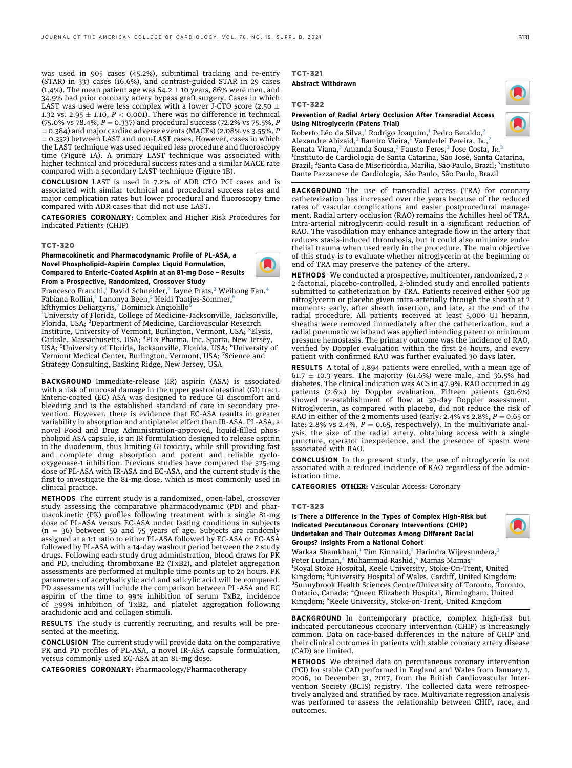was used in 905 cases (45.2%), subintimal tracking and re-entry (STAR) in 333 cases (16.6%), and contrast-guided STAR in 29 cases (1.4%). The mean patient age was 64.2 ± 10 years, 86% were men, and 34.9% had prior coronary artery bypass graft surgery. Cases in which LAST was used were less complex with a lower J-CTO score (2.50 ± 1.32 vs. 2.95 ± 1.10, $P < 0.001$). There was no difference in technical (75.0% vs 78.4%, $P = 0.337$) and procedural success (72.2% vs 75.5%, $P = 0.384$) and major cardiac adverse events (MACEs) (2.08% vs 3.55%, $P = 0.352$) between LAST and non-LAST cases. However, cases in which the LAST technique was used required less procedure and fluoroscopy time (Figure 1A). A primary LAST technique was associated with higher technical and procedural success rates and a similar MACE rate compared with a secondary LAST technique (Figure 1B).

**CONCLUSION** LAST is used in 7.2% of ADR CTO PCI cases and is associated with similar technical and procedural success rates and major complication rates but lower procedural and fluoroscopy time compared with ADR cases that did not use LAST.

**CATEGORIES CORONARY:** Complex and Higher Risk Procedures for Indicated Patients (CHIP)

## TCT-320

### Pharmacokinetic and Pharmacodynamic Profile of PL-ASA, a Novel Phospholipid-Aspirin Complex Liquid Formulation, Compared to Enteric-Coated Aspirin at an 81-mg Dose – Results From a Prospective, Randomized, Crossover Study

Francesco Franchi,[1] David Schneider,[2] Jayne Prats,[3] Weihong Fan,[4] Fabiana Rollini,[1] Lanonya Been,[5] Heidi Taatjes-Sommer,[6] Efthymios Deliargyris,[7] Dominick Angiolillo[5]

[1]University of Florida, College of Medicine-Jacksonville, Jacksonville, Florida, USA; [2]Department of Medicine, Cardiovascular Research Institute, University of Vermont, Burlington, Vermont, USA; [3]Elysis, Carlisle, Massachusetts, USA; [4]PLx Pharma, Inc, Sparta, New Jersey, USA; [5]University of Florida, Jacksonville, Florida, USA; [6]University of Vermont Medical Center, Burlington, Vermont, USA; [7]Science and Strategy Consulting, Basking Ridge, New Jersey, USA

**BACKGROUND** Immediate-release (IR) aspirin (ASA) is associated with a risk of mucosal damage in the upper gastrointestinal (GI) tract. Enteric-coated (EC) ASA was designed to reduce GI discomfort and bleeding and is the established standard of care in secondary prevention. However, there is evidence that EC-ASA results in greater variability in absorption and antiplatelet effect than IR-ASA. PL-ASA, a novel Food and Drug Administration-approved, liquid-filled phospholipid ASA capsule, is an IR formulation designed to release aspirin in the duodenum, thus limiting GI toxicity, while still providing fast and complete drug absorption and potent and reliable cyclooxygenase-1 inhibition. Previous studies have compared the 325-mg dose of PL-ASA with IR-ASA and EC-ASA, and the current study is the first to investigate the 81-mg dose, which is most commonly used in clinical practice.

**METHODS** The current study is a randomized, open-label, crossover study assessing the comparative pharmacodynamic (PD) and pharmacokinetic (PK) profiles following treatment with a single 81-mg dose of PL-ASA versus EC-ASA under fasting conditions in subjects ($n = 36$) between 50 and 75 years of age. Subjects are randomly assigned at a 1:1 ratio to either PL-ASA followed by EC-ASA or EC-ASA followed by PL-ASA with a 14-day washout period between the 2 study drugs. Following each study drug administration, blood draws for PK and PD, including thromboxane B2 (TxB2), and platelet aggregation assessments are performed at multiple time points up to 24 hours. PK parameters of acetylsalicylic acid and salicylic acid will be compared. PD assessments will include the comparison between PL-ASA and EC aspirin of the time to 99% inhibition of serum TxB2, incidence of ≥99% inhibition of TxB2, and platelet aggregation following arachidonic acid and collagen stimuli.

**RESULTS** The study is currently recruiting, and results will be presented at the meeting.

**CONCLUSION** The current study will provide data on the comparative PK and PD profiles of PL-ASA, a novel IR-ASA capsule formulation, versus commonly used EC-ASA at an 81-mg dose.

**CATEGORIES CORONARY:** Pharmacology/Pharmacotherapy

## TCT-321

**Abstract Withdrawn**

## TCT-322

### Prevention of Radial Artery Occlusion After Transradial Access Using Nitroglycerin (Patens Trial)

Roberto Léo da Silva,[1] Rodrigo Joaquim,[1] Pedro Beraldo,[2] Alexandre Abizaid,[3] Ramiro Vieira,[1] Vanderlei Pereira, Jr.,[2] Renata Viana,[3] Amanda Sousa,[3] Fausto Feres,[3] Jose Costa, Jr.[3]

[1]Instituto de Cardiologia de Santa Catarina, São José, Santa Catarina, Brazil; [2]Santa Casa de Misericórdia, Marilia, São Paulo, Brazil; [3]Instituto Dante Pazzanese de Cardiologia, São Paulo, São Paulo, Brazil

**BACKGROUND** The use of transradial access (TRA) for coronary catheterization has increased over the years because of the reduced rates of vascular complications and easier postprocedural management. Radial artery occlusion (RAO) remains the Achilles heel of TRA. Intra-arterial nitroglycerin could result in a significant reduction of RAO. The vasodilation may enhance antegrade flow in the artery that reduces stasis-induced thrombosis, but it could also minimize endothelial trauma when used early in the procedure. The main objective of this study is to evaluate whether nitroglycerin at the beginning or end of TRA may preserve the patency of the artery.

**METHODS** We conducted a prospective, multicenter, randomized, 2 × 2 factorial, placebo-controlled, 2-blinded study and enrolled patients submitted to catheterization by TRA. Patients received either 500 µg nitroglycerin or placebo given intra-arterially through the sheath at 2 moments: early, after sheath insertion, and late, at the end of the radial procedure. All patients received at least 5,000 UI heparin, sheaths were removed immediately after the catheterization, and a radial pneumatic wristband was applied intending patent or minimum pressure hemostasis. The primary outcome was the incidence of RAO, verified by Doppler evaluation within the first 24 hours, and every patient with confirmed RAO was further evaluated 30 days later.

**RESULTS** A total of 1,894 patients were enrolled, with a mean age of 61.7 ± 10.3 years. The majority (61.6%) were male, and 36.5% had diabetes. The clinical indication was ACS in 47.9%. RAO occurred in 49 patients (2.6%) by Doppler evaluation. Fifteen patients (30.6%) showed re-establishment of flow at 30-day Doppler assessment. Nitroglycerin, as compared with placebo, did not reduce the risk of RAO in either of the 2 moments used (early: 2.4% vs 2.8%, $P = 0.65$ or late: 2.8% vs 2.4%, $P = 0.65$, respectively). In the multivariate analysis, the size of the radial artery, obtaining access with a single puncture, operator inexperience, and the presence of spasm were associated with RAO.

**CONCLUSION** In the present study, the use of nitroglycerin is not associated with a reduced incidence of RAO regardless of the administration time.

**CATEGORIES OTHER:** Vascular Access: Coronary

## TCT-323

### Is There a Difference in the Types of Complex High-Risk but Indicated Percutaneous Coronary Interventions (CHIP) Undertaken and Their Outcomes Among Different Racial Groups? Insights From a National Cohort

Warkaa Shamkhani,[1] Tim Kinnaird,[2] Harindra Wijeysundera,[3] Peter Ludman,[4] Muhammad Rashid,[5] Mamas Mamas[1]

[1]Royal Stoke Hospital, Keele University, Stoke-On-Trent, United Kingdom; [2]University Hospital of Wales, Cardiff, United Kingdom; [3]Sunnybrook Health Sciences Centre/University of Toronto, Toronto, Ontario, Canada; [4]Queen Elizabeth Hospital, Birmingham, United Kingdom; [5]Keele University, Stoke-on-Trent, United Kingdom

**BACKGROUND** In contemporary practice, complex high-risk but indicated percutaneous coronary intervention (CHIP) is increasingly common. Data on race-based differences in the nature of CHIP and their clinical outcomes in patients with stable coronary artery disease (CAD) are limited.

**METHODS** We obtained data on percutaneous coronary intervention (PCI) for stable CAD performed in England and Wales from January 1, 2006, to December 31, 2017, from the British Cardiovascular Intervention Society (BCIS) registry. The collected data were retrospectively analyzed and stratified by race. Multivariate regression analysis was performed to assess the relationship between CHIP, race, and outcomes.